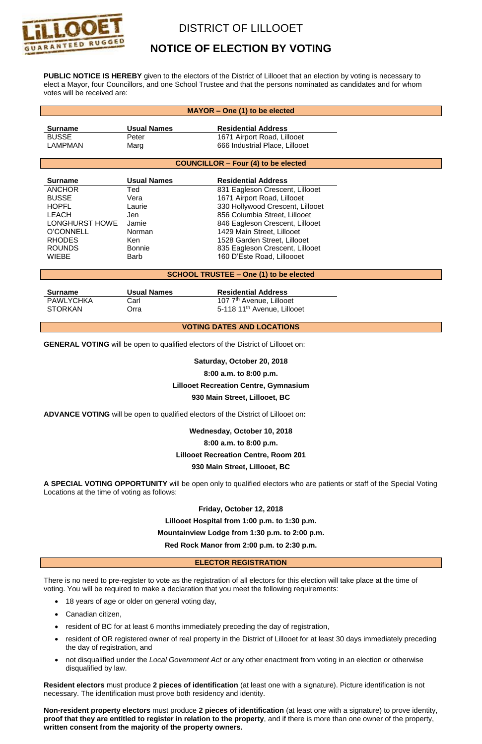# DISTRICT OF LILLOOET

## NOTICE OF ELECTION BY VOTING

**PUBLIC NOTICE IS HEREBY** given to the electors of the District of Lillooet that an election by voting is necessary to elect a Mayor, four Councillors, and one School Trustee and that the persons nominated as candidates and for whom votes will be received are:

### MAYOR – One (1) to be elected

| Surname | Usual Names | Residential Address |
|---|---|---|
| BUSSE | Peter | 1671 Airport Road, Lillooet |
| LAMPMAN | Marg | 666 Industrial Place, Lillooet |

### COUNCILLOR – Four (4) to be elected

| Surname | Usual Names | Residential Address |
|---|---|---|
| ANCHOR | Ted | 831 Eagleson Crescent, Lillooet |
| BUSSE | Vera | 1671 Airport Road, Lillooet |
| HOPFL | Laurie | 330 Hollywood Crescent, Lillooet |
| LEACH | Jen | 856 Columbia Street, Lillooet |
| LONGHURST HOWE | Jamie | 846 Eagleson Crescent, Lillooet |
| O'CONNELL | Norman | 1429 Main Street, Lillooet |
| RHODES | Ken | 1528 Garden Street, Lillooet |
| ROUNDS | Bonnie | 835 Eagleson Crescent, Lillooet |
| WIEBE | Barb | 160 D'Este Road, Lilloooet |

### SCHOOL TRUSTEE – One (1) to be elected

| Surname | Usual Names | Residential Address |
|---|---|---|
| PAWLYCHKA | Carl | 107 7th Avenue, Lillooet |
| STORKAN | Orra | 5-118 11th Avenue, Lillooet |

### VOTING DATES AND LOCATIONS

**GENERAL VOTING** will be open to qualified electors of the District of Lillooet on:

**Saturday, October 20, 2018**
**8:00 a.m. to 8:00 p.m.**
**Lillooet Recreation Centre, Gymnasium**
**930 Main Street, Lillooet, BC**

**ADVANCE VOTING** will be open to qualified electors of the District of Lillooet on**:**

**Wednesday, October 10, 2018**
**8:00 a.m. to 8:00 p.m.**
**Lillooet Recreation Centre, Room 201**
**930 Main Street, Lillooet, BC**

**A SPECIAL VOTING OPPORTUNITY** will be open only to qualified electors who are patients or staff of the Special Voting Locations at the time of voting as follows:

**Friday, October 12, 2018**
**Lillooet Hospital from 1:00 p.m. to 1:30 p.m.**
**Mountainview Lodge from 1:30 p.m. to 2:00 p.m.**
**Red Rock Manor from 2:00 p.m. to 2:30 p.m.**

### ELECTOR REGISTRATION

There is no need to pre-register to vote as the registration of all electors for this election will take place at the time of voting. You will be required to make a declaration that you meet the following requirements:

- 18 years of age or older on general voting day,
- Canadian citizen,
- resident of BC for at least 6 months immediately preceding the day of registration,
- resident of OR registered owner of real property in the District of Lillooet for at least 30 days immediately preceding the day of registration, and
- not disqualified under the *Local Government Act* or any other enactment from voting in an election or otherwise disqualified by law.

**Resident electors** must produce **2 pieces of identification** (at least one with a signature). Picture identification is not necessary. The identification must prove both residency and identity.

**Non-resident property electors** must produce **2 pieces of identification** (at least one with a signature) to prove identity, **proof that they are entitled to register in relation to the property**, and if there is more than one owner of the property, **written consent from the majority of the property owners.**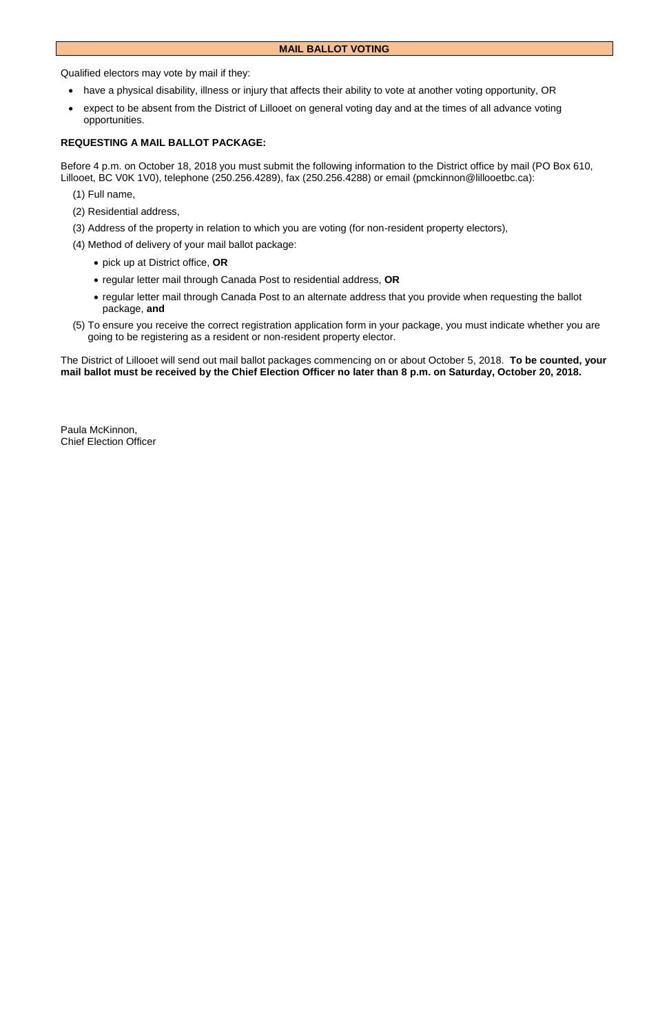## MAIL BALLOT VOTING

Qualified electors may vote by mail if they:

- have a physical disability, illness or injury that affects their ability to vote at another voting opportunity, OR
- expect to be absent from the District of Lillooet on general voting day and at the times of all advance voting opportunities.

**REQUESTING A MAIL BALLOT PACKAGE:**

Before 4 p.m. on October 18, 2018 you must submit the following information to the District office by mail (PO Box 610, Lillooet, BC V0K 1V0), telephone (250.256.4289), fax (250.256.4288) or email (pmckinnon@lillooetbc.ca):

(1) Full name,

(2) Residential address,

(3) Address of the property in relation to which you are voting (for non-resident property electors),

(4) Method of delivery of your mail ballot package:

- pick up at District office, **OR**
- regular letter mail through Canada Post to residential address, **OR**
- regular letter mail through Canada Post to an alternate address that you provide when requesting the ballot package, **and**

(5) To ensure you receive the correct registration application form in your package, you must indicate whether you are going to be registering as a resident or non-resident property elector.

The District of Lillooet will send out mail ballot packages commencing on or about October 5, 2018. **To be counted, your mail ballot must be received by the Chief Election Officer no later than 8 p.m. on Saturday, October 20, 2018.**

Paula McKinnon,
Chief Election Officer